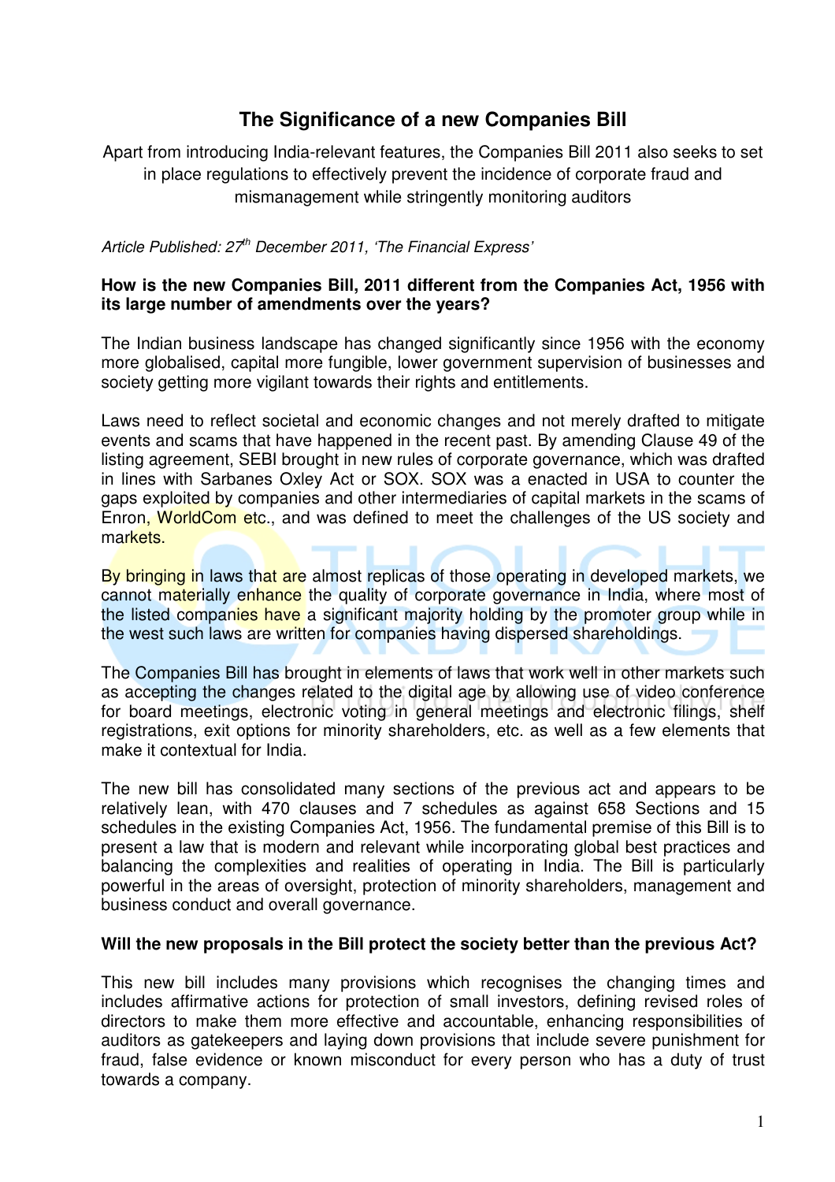# The Significance of a new Companies Bill

Apart from introducing India-relevant features, the Companies Bill 2011 also seeks to set in place regulations to effectively prevent the incidence of corporate fraud and mismanagement while stringently monitoring auditors

*Article Published: 27th December 2011, 'The Financial Express'*

**How is the new Companies Bill, 2011 different from the Companies Act, 1956 with its large number of amendments over the years?**

The Indian business landscape has changed significantly since 1956 with the economy more globalised, capital more fungible, lower government supervision of businesses and society getting more vigilant towards their rights and entitlements.

Laws need to reflect societal and economic changes and not merely drafted to mitigate events and scams that have happened in the recent past. By amending Clause 49 of the listing agreement, SEBI brought in new rules of corporate governance, which was drafted in lines with Sarbanes Oxley Act or SOX. SOX was a enacted in USA to counter the gaps exploited by companies and other intermediaries of capital markets in the scams of Enron, WorldCom etc., and was defined to meet the challenges of the US society and markets.

By bringing in laws that are almost replicas of those operating in developed markets, we cannot materially enhance the quality of corporate governance in India, where most of the listed companies have a significant majority holding by the promoter group while in the west such laws are written for companies having dispersed shareholdings.

The Companies Bill has brought in elements of laws that work well in other markets such as accepting the changes related to the digital age by allowing use of video conference for board meetings, electronic voting in general meetings and electronic filings, shelf registrations, exit options for minority shareholders, etc. as well as a few elements that make it contextual for India.

The new bill has consolidated many sections of the previous act and appears to be relatively lean, with 470 clauses and 7 schedules as against 658 Sections and 15 schedules in the existing Companies Act, 1956. The fundamental premise of this Bill is to present a law that is modern and relevant while incorporating global best practices and balancing the complexities and realities of operating in India. The Bill is particularly powerful in the areas of oversight, protection of minority shareholders, management and business conduct and overall governance.

**Will the new proposals in the Bill protect the society better than the previous Act?**

This new bill includes many provisions which recognises the changing times and includes affirmative actions for protection of small investors, defining revised roles of directors to make them more effective and accountable, enhancing responsibilities of auditors as gatekeepers and laying down provisions that include severe punishment for fraud, false evidence or known misconduct for every person who has a duty of trust towards a company.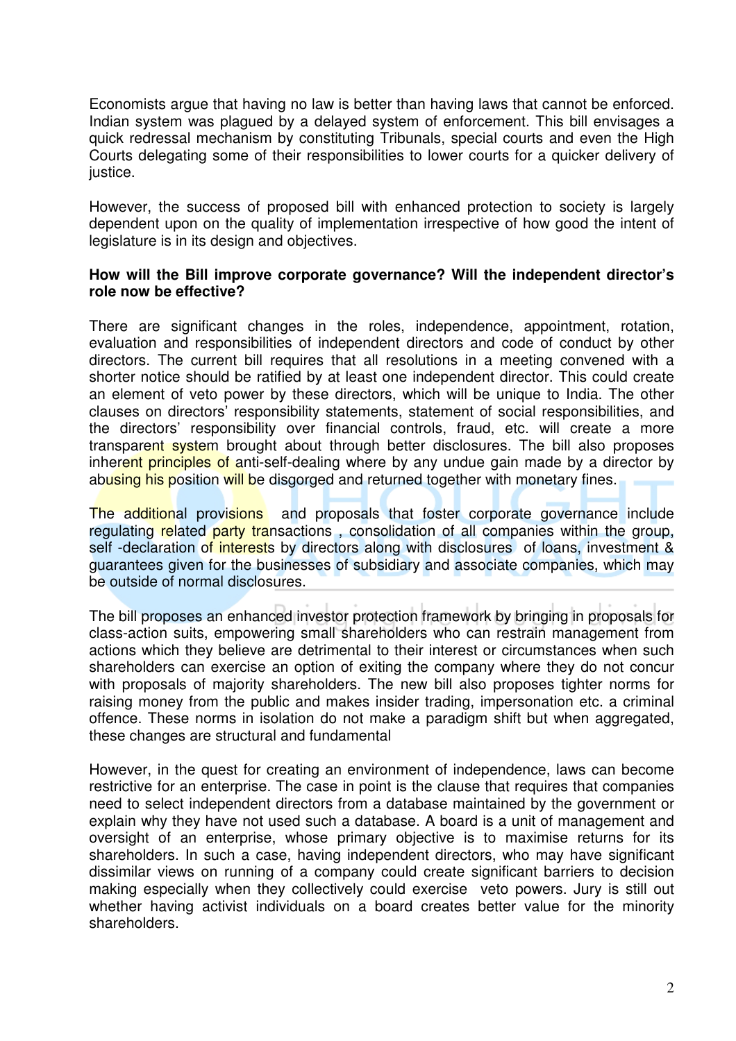Economists argue that having no law is better than having laws that cannot be enforced. Indian system was plagued by a delayed system of enforcement. This bill envisages a quick redressal mechanism by constituting Tribunals, special courts and even the High Courts delegating some of their responsibilities to lower courts for a quicker delivery of justice.

However, the success of proposed bill with enhanced protection to society is largely dependent upon on the quality of implementation irrespective of how good the intent of legislature is in its design and objectives.

**How will the Bill improve corporate governance? Will the independent director's role now be effective?**

There are significant changes in the roles, independence, appointment, rotation, evaluation and responsibilities of independent directors and code of conduct by other directors. The current bill requires that all resolutions in a meeting convened with a shorter notice should be ratified by at least one independent director. This could create an element of veto power by these directors, which will be unique to India. The other clauses on directors' responsibility statements, statement of social responsibilities, and the directors' responsibility over financial controls, fraud, etc. will create a more transparent system brought about through better disclosures. The bill also proposes inherent principles of anti-self-dealing where by any undue gain made by a director by abusing his position will be disgorged and returned together with monetary fines.

The additional provisions and proposals that foster corporate governance include regulating related party transactions , consolidation of all companies within the group, self -declaration of interests by directors along with disclosures of loans, investment & guarantees given for the businesses of subsidiary and associate companies, which may be outside of normal disclosures.

The bill proposes an enhanced investor protection framework by bringing in proposals for class-action suits, empowering small shareholders who can restrain management from actions which they believe are detrimental to their interest or circumstances when such shareholders can exercise an option of exiting the company where they do not concur with proposals of majority shareholders. The new bill also proposes tighter norms for raising money from the public and makes insider trading, impersonation etc. a criminal offence. These norms in isolation do not make a paradigm shift but when aggregated, these changes are structural and fundamental

However, in the quest for creating an environment of independence, laws can become restrictive for an enterprise. The case in point is the clause that requires that companies need to select independent directors from a database maintained by the government or explain why they have not used such a database. A board is a unit of management and oversight of an enterprise, whose primary objective is to maximise returns for its shareholders. In such a case, having independent directors, who may have significant dissimilar views on running of a company could create significant barriers to decision making especially when they collectively could exercise veto powers. Jury is still out whether having activist individuals on a board creates better value for the minority shareholders.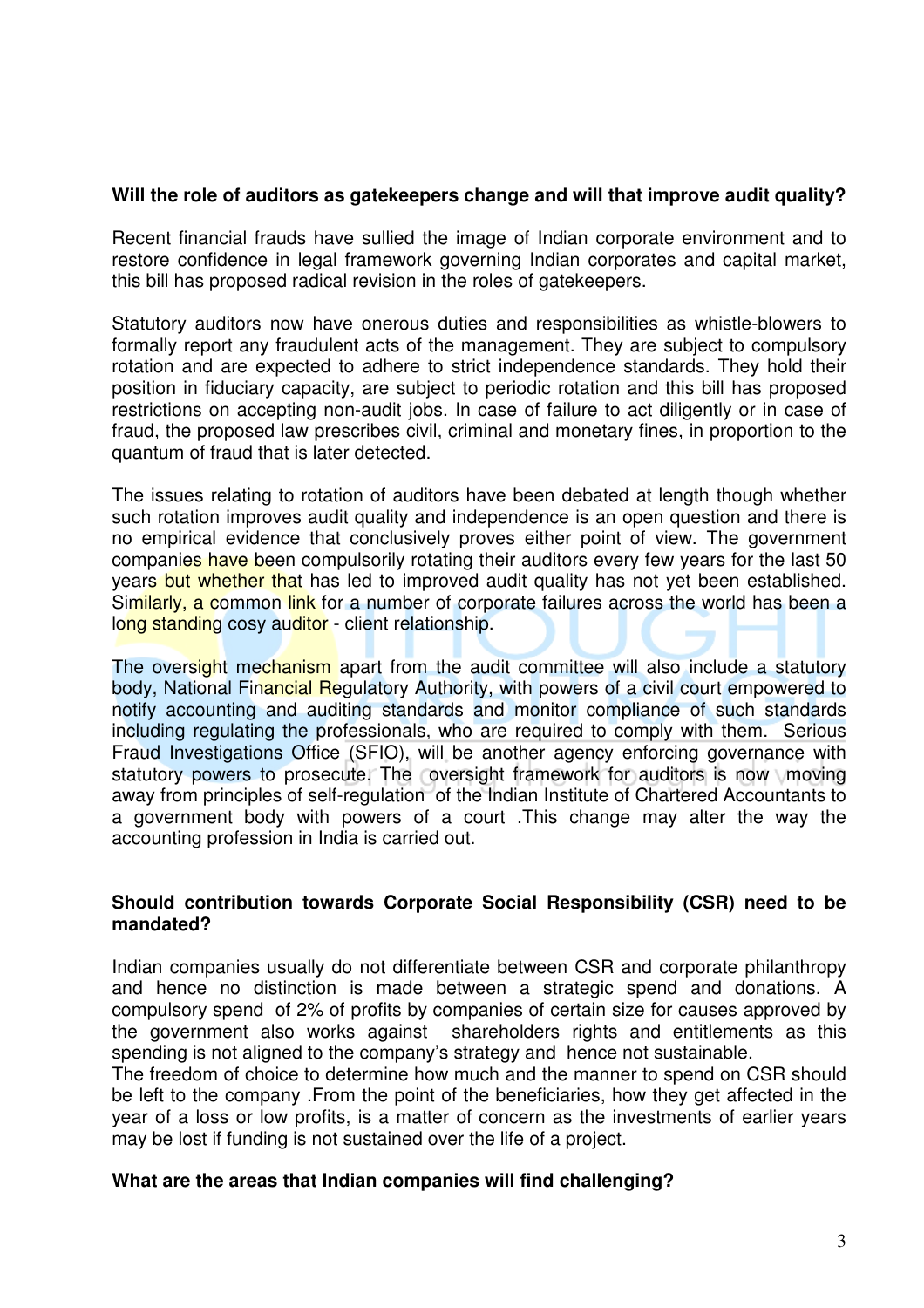**Will the role of auditors as gatekeepers change and will that improve audit quality?**

Recent financial frauds have sullied the image of Indian corporate environment and to restore confidence in legal framework governing Indian corporates and capital market, this bill has proposed radical revision in the roles of gatekeepers.

Statutory auditors now have onerous duties and responsibilities as whistle-blowers to formally report any fraudulent acts of the management. They are subject to compulsory rotation and are expected to adhere to strict independence standards. They hold their position in fiduciary capacity, are subject to periodic rotation and this bill has proposed restrictions on accepting non-audit jobs. In case of failure to act diligently or in case of fraud, the proposed law prescribes civil, criminal and monetary fines, in proportion to the quantum of fraud that is later detected.

The issues relating to rotation of auditors have been debated at length though whether such rotation improves audit quality and independence is an open question and there is no empirical evidence that conclusively proves either point of view. The government companies have been compulsorily rotating their auditors every few years for the last 50 years but whether that has led to improved audit quality has not yet been established. Similarly, a common link for a number of corporate failures across the world has been a long standing cosy auditor - client relationship.

The oversight mechanism apart from the audit committee will also include a statutory body, National Financial Regulatory Authority, with powers of a civil court empowered to notify accounting and auditing standards and monitor compliance of such standards including regulating the professionals, who are required to comply with them. Serious Fraud Investigations Office (SFIO), will be another agency enforcing governance with statutory powers to prosecute. The oversight framework for auditors is now moving away from principles of self-regulation of the Indian Institute of Chartered Accountants to a government body with powers of a court .This change may alter the way the accounting profession in India is carried out.

**Should contribution towards Corporate Social Responsibility (CSR) need to be mandated?**

Indian companies usually do not differentiate between CSR and corporate philanthropy and hence no distinction is made between a strategic spend and donations. A compulsory spend of 2% of profits by companies of certain size for causes approved by the government also works against shareholders rights and entitlements as this spending is not aligned to the company's strategy and hence not sustainable.

The freedom of choice to determine how much and the manner to spend on CSR should be left to the company .From the point of the beneficiaries, how they get affected in the year of a loss or low profits, is a matter of concern as the investments of earlier years may be lost if funding is not sustained over the life of a project.

**What are the areas that Indian companies will find challenging?**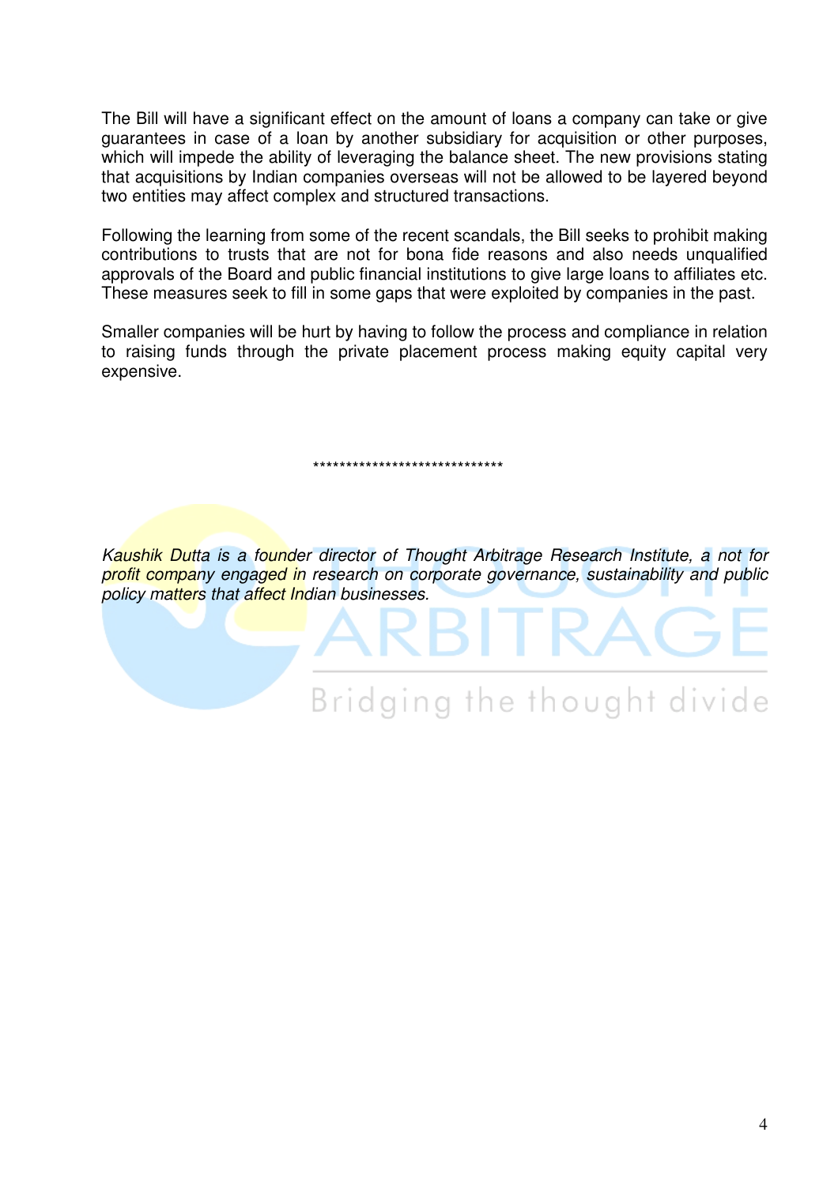The Bill will have a significant effect on the amount of loans a company can take or give guarantees in case of a loan by another subsidiary for acquisition or other purposes, which will impede the ability of leveraging the balance sheet. The new provisions stating that acquisitions by Indian companies overseas will not be allowed to be layered beyond two entities may affect complex and structured transactions.

Following the learning from some of the recent scandals, the Bill seeks to prohibit making contributions to trusts that are not for bona fide reasons and also needs unqualified approvals of the Board and public financial institutions to give large loans to affiliates etc. These measures seek to fill in some gaps that were exploited by companies in the past.

Smaller companies will be hurt by having to follow the process and compliance in relation to raising funds through the private placement process making equity capital very expensive.

******************************

*Kaushik Dutta is a founder director of Thought Arbitrage Research Institute, a not for profit company engaged in research on corporate governance, sustainability and public policy matters that affect Indian businesses.*